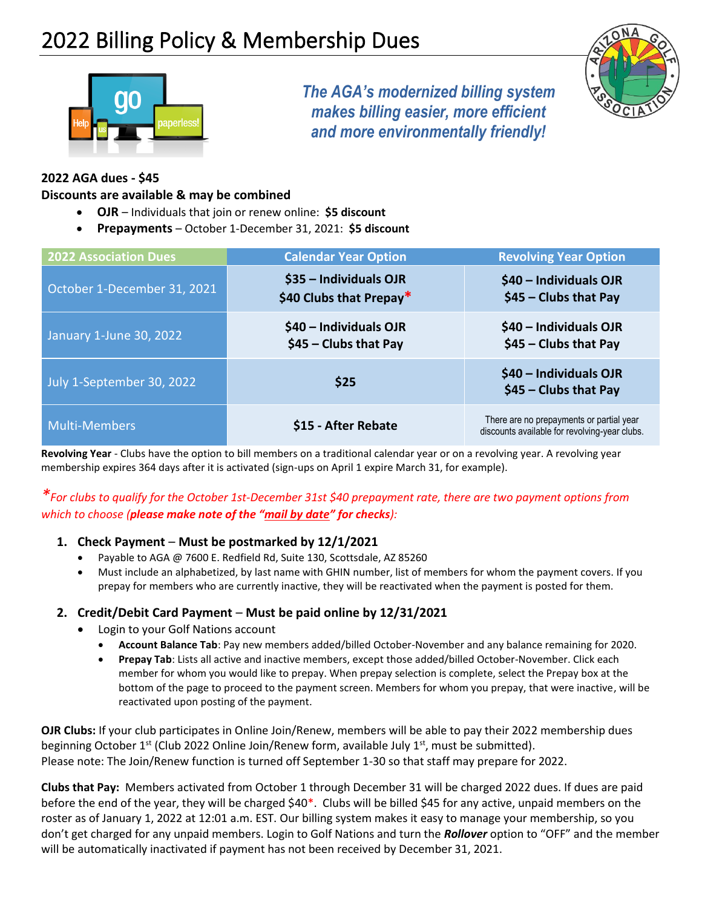# 2022 Billing Policy & Membership Dues

*The AGA's modernized billing system makes billing easier, more efficient and more environmentally friendly!*

**2022 AGA dues - $45**

**Discounts are available & may be combined**

- **OJR** – Individuals that join or renew online: **$5 discount**
- **Prepayments** – October 1-December 31, 2021: **$5 discount**

| 2022 Association Dues | Calendar Year Option | Revolving Year Option |
|---|---|---|
| October 1-December 31, 2021 | **$35 – Individuals OJR**<br>**$40 Clubs that Prepay*** | **$40 – Individuals OJR**<br>**$45 – Clubs that Pay** |
| January 1-June 30, 2022 | **$40 – Individuals OJR**<br>**$45 – Clubs that Pay** | **$40 – Individuals OJR**<br>**$45 – Clubs that Pay** |
| July 1-September 30, 2022 | **$25** | **$40 – Individuals OJR**<br>**$45 – Clubs that Pay** |
| Multi-Members | **$15 - After Rebate** | There are no prepayments or partial year discounts available for revolving-year clubs. |

**Revolving Year** - Clubs have the option to bill members on a traditional calendar year or on a revolving year. A revolving year membership expires 364 days after it is activated (sign-ups on April 1 expire March 31, for example).

**For clubs to qualify for the October 1st-December 31st $40 prepayment rate, there are two payment options from which to choose (**please make note of the "mail by date" for checks**):*

1. **Check Payment – Must be postmarked by 12/1/2021**
   - Payable to AGA @ 7600 E. Redfield Rd, Suite 130, Scottsdale, AZ 85260
   - Must include an alphabetized, by last name with GHIN number, list of members for whom the payment covers. If you prepay for members who are currently inactive, they will be reactivated when the payment is posted for them.

2. **Credit/Debit Card Payment – Must be paid online by 12/31/2021**
   - Login to your Golf Nations account
     - **Account Balance Tab**: Pay new members added/billed October-November and any balance remaining for 2020.
     - **Prepay Tab**: Lists all active and inactive members, except those added/billed October-November. Click each member for whom you would like to prepay. When prepay selection is complete, select the Prepay box at the bottom of the page to proceed to the payment screen. Members for whom you prepay, that were inactive, will be reactivated upon posting of the payment.

**OJR Clubs:** If your club participates in Online Join/Renew, members will be able to pay their 2022 membership dues beginning October 1st (Club 2022 Online Join/Renew form, available July 1st, must be submitted).
Please note: The Join/Renew function is turned off September 1-30 so that staff may prepare for 2022.

**Clubs that Pay:** Members activated from October 1 through December 31 will be charged 2022 dues. If dues are paid before the end of the year, they will be charged $40*. Clubs will be billed $45 for any active, unpaid members on the roster as of January 1, 2022 at 12:01 a.m. EST. Our billing system makes it easy to manage your membership, so you don't get charged for any unpaid members. Login to Golf Nations and turn the ***Rollover*** option to "OFF" and the member will be automatically inactivated if payment has not been received by December 31, 2021.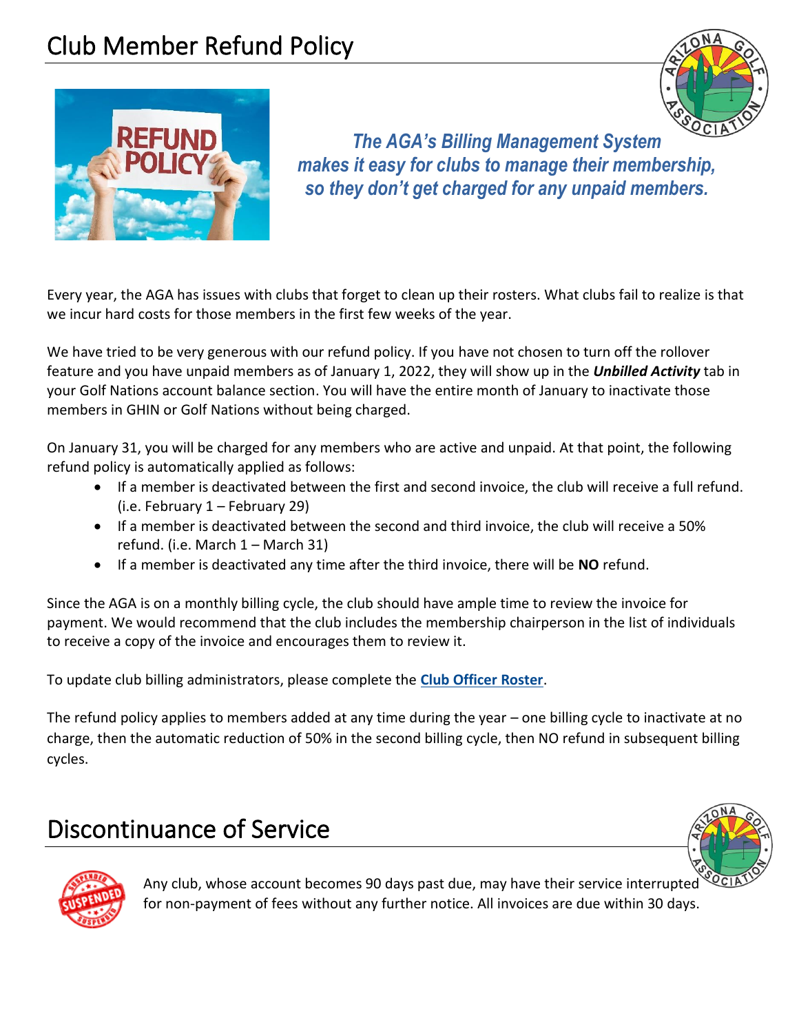# Club Member Refund Policy

***The AGA's Billing Management System makes it easy for clubs to manage their membership, so they don't get charged for any unpaid members.***

Every year, the AGA has issues with clubs that forget to clean up their rosters. What clubs fail to realize is that we incur hard costs for those members in the first few weeks of the year.

We have tried to be very generous with our refund policy. If you have not chosen to turn off the rollover feature and you have unpaid members as of January 1, 2022, they will show up in the ***Unbilled Activity*** tab in your Golf Nations account balance section. You will have the entire month of January to inactivate those members in GHIN or Golf Nations without being charged.

On January 31, you will be charged for any members who are active and unpaid. At that point, the following refund policy is automatically applied as follows:

- If a member is deactivated between the first and second invoice, the club will receive a full refund. (i.e. February 1 – February 29)
- If a member is deactivated between the second and third invoice, the club will receive a 50% refund. (i.e. March 1 – March 31)
- If a member is deactivated any time after the third invoice, there will be **NO** refund.

Since the AGA is on a monthly billing cycle, the club should have ample time to review the invoice for payment. We would recommend that the club includes the membership chairperson in the list of individuals to receive a copy of the invoice and encourages them to review it.

To update club billing administrators, please complete the **Club Officer Roster**.

The refund policy applies to members added at any time during the year – one billing cycle to inactivate at no charge, then the automatic reduction of 50% in the second billing cycle, then NO refund in subsequent billing cycles.

# Discontinuance of Service

Any club, whose account becomes 90 days past due, may have their service interrupted for non-payment of fees without any further notice. All invoices are due within 30 days.